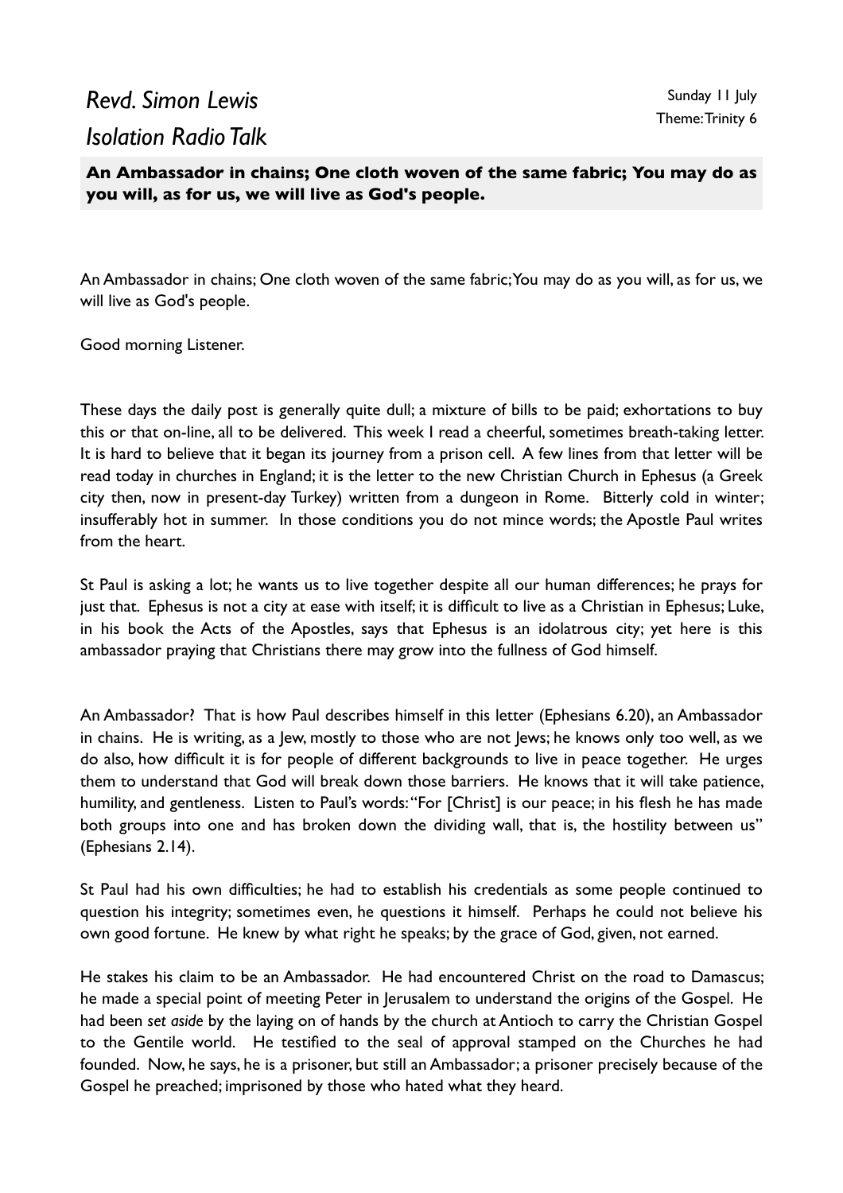# *Revd. Simon Lewis*
# *Isolation Radio Talk*

Sunday 11 July
Theme: Trinity 6

**An Ambassador in chains; One cloth woven of the same fabric; You may do as you will, as for us, we will live as God's people.**

An Ambassador in chains; One cloth woven of the same fabric; You may do as you will, as for us, we will live as God's people.

Good morning Listener.

These days the daily post is generally quite dull; a mixture of bills to be paid; exhortations to buy this or that on-line, all to be delivered. This week I read a cheerful, sometimes breath-taking letter. It is hard to believe that it began its journey from a prison cell. A few lines from that letter will be read today in churches in England; it is the letter to the new Christian Church in Ephesus (a Greek city then, now in present-day Turkey) written from a dungeon in Rome. Bitterly cold in winter; insufferably hot in summer. In those conditions you do not mince words; the Apostle Paul writes from the heart.

St Paul is asking a lot; he wants us to live together despite all our human differences; he prays for just that. Ephesus is not a city at ease with itself; it is difficult to live as a Christian in Ephesus; Luke, in his book the Acts of the Apostles, says that Ephesus is an idolatrous city; yet here is this ambassador praying that Christians there may grow into the fullness of God himself.

An Ambassador? That is how Paul describes himself in this letter (Ephesians 6.20), an Ambassador in chains. He is writing, as a Jew, mostly to those who are not Jews; he knows only too well, as we do also, how difficult it is for people of different backgrounds to live in peace together. He urges them to understand that God will break down those barriers. He knows that it will take patience, humility, and gentleness. Listen to Paul's words: "For [Christ] is our peace; in his flesh he has made both groups into one and has broken down the dividing wall, that is, the hostility between us" (Ephesians 2.14).

St Paul had his own difficulties; he had to establish his credentials as some people continued to question his integrity; sometimes even, he questions it himself. Perhaps he could not believe his own good fortune. He knew by what right he speaks; by the grace of God, given, not earned.

He stakes his claim to be an Ambassador. He had encountered Christ on the road to Damascus; he made a special point of meeting Peter in Jerusalem to understand the origins of the Gospel. He had been *set aside* by the laying on of hands by the church at Antioch to carry the Christian Gospel to the Gentile world. He testified to the seal of approval stamped on the Churches he had founded. Now, he says, he is a prisoner, but still an Ambassador; a prisoner precisely because of the Gospel he preached; imprisoned by those who hated what they heard.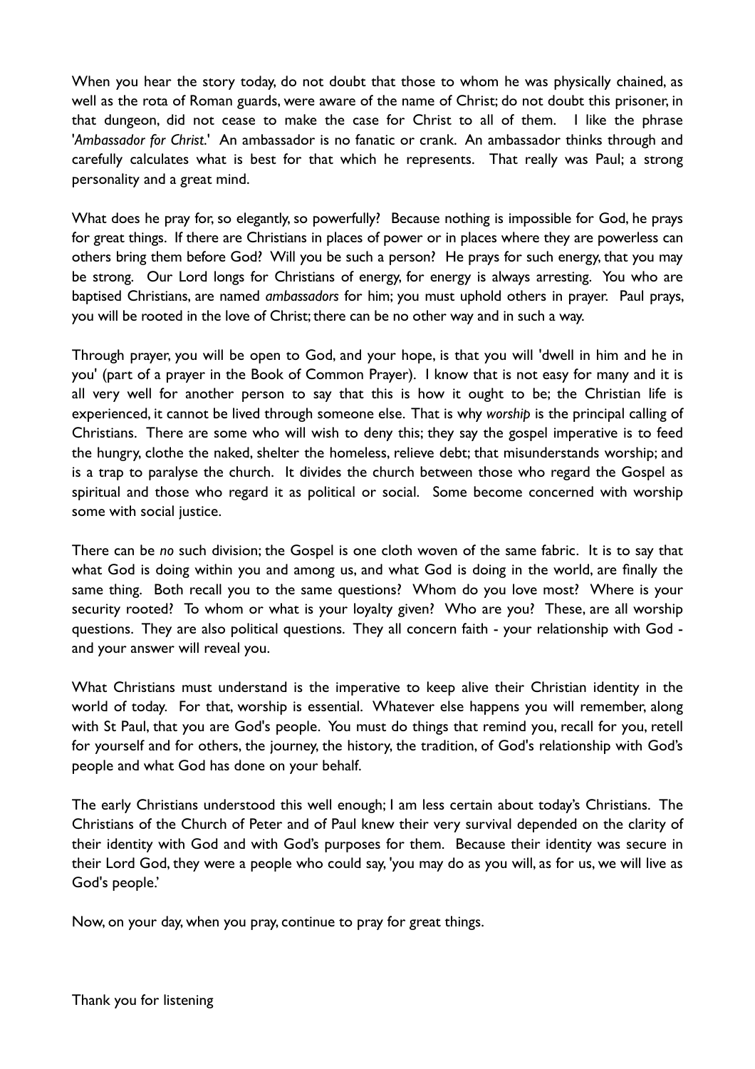When you hear the story today, do not doubt that those to whom he was physically chained, as well as the rota of Roman guards, were aware of the name of Christ; do not doubt this prisoner, in that dungeon, did not cease to make the case for Christ to all of them. I like the phrase '*Ambassador for Christ*.' An ambassador is no fanatic or crank. An ambassador thinks through and carefully calculates what is best for that which he represents. That really was Paul; a strong personality and a great mind.

What does he pray for, so elegantly, so powerfully? Because nothing is impossible for God, he prays for great things. If there are Christians in places of power or in places where they are powerless can others bring them before God? Will you be such a person? He prays for such energy, that you may be strong. Our Lord longs for Christians of energy, for energy is always arresting. You who are baptised Christians, are named *ambassadors* for him; you must uphold others in prayer. Paul prays, you will be rooted in the love of Christ; there can be no other way and in such a way.

Through prayer, you will be open to God, and your hope, is that you will 'dwell in him and he in you' (part of a prayer in the Book of Common Prayer). I know that is not easy for many and it is all very well for another person to say that this is how it ought to be; the Christian life is experienced, it cannot be lived through someone else. That is why *worship* is the principal calling of Christians. There are some who will wish to deny this; they say the gospel imperative is to feed the hungry, clothe the naked, shelter the homeless, relieve debt; that misunderstands worship; and is a trap to paralyse the church. It divides the church between those who regard the Gospel as spiritual and those who regard it as political or social. Some become concerned with worship some with social justice.

There can be *no* such division; the Gospel is one cloth woven of the same fabric. It is to say that what God is doing within you and among us, and what God is doing in the world, are finally the same thing. Both recall you to the same questions? Whom do you love most? Where is your security rooted? To whom or what is your loyalty given? Who are you? These, are all worship questions. They are also political questions. They all concern faith - your relationship with God - and your answer will reveal you.

What Christians must understand is the imperative to keep alive their Christian identity in the world of today. For that, worship is essential. Whatever else happens you will remember, along with St Paul, that you are God's people. You must do things that remind you, recall for you, retell for yourself and for others, the journey, the history, the tradition, of God's relationship with God's people and what God has done on your behalf.

The early Christians understood this well enough; I am less certain about today's Christians. The Christians of the Church of Peter and of Paul knew their very survival depended on the clarity of their identity with God and with God's purposes for them. Because their identity was secure in their Lord God, they were a people who could say, 'you may do as you will, as for us, we will live as God's people.'

Now, on your day, when you pray, continue to pray for great things.

Thank you for listening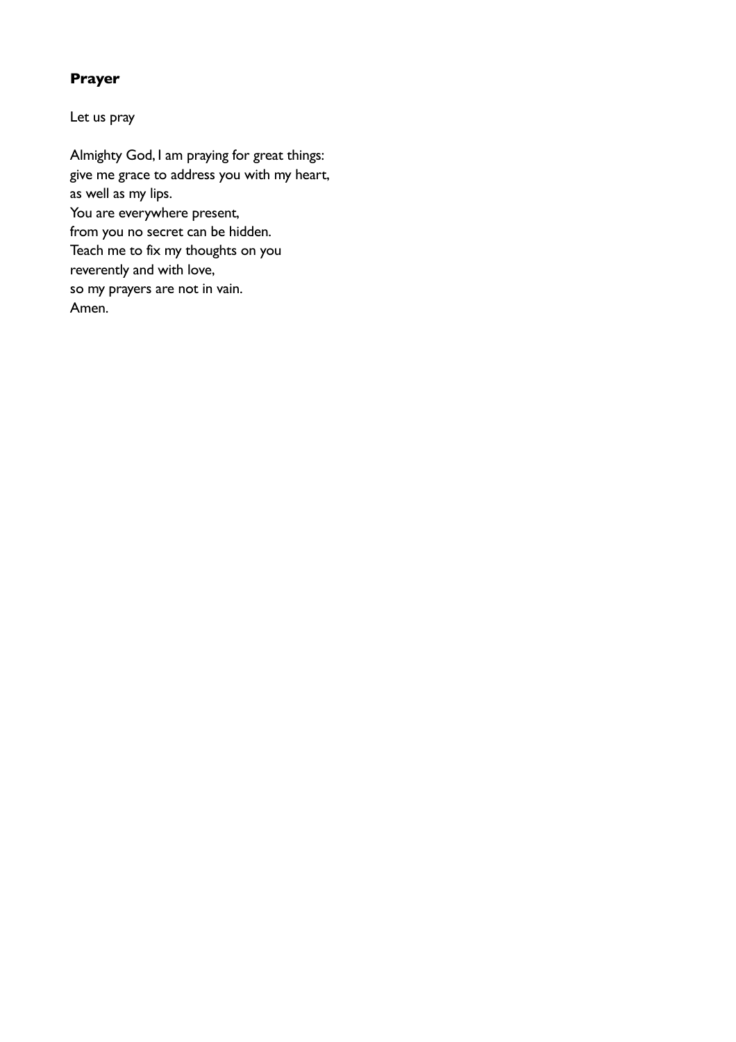**Prayer**

Let us pray

Almighty God, I am praying for great things:  
give me grace to address you with my heart,  
as well as my lips.  
You are everywhere present,  
from you no secret can be hidden.  
Teach me to fix my thoughts on you  
reverently and with love,  
so my prayers are not in vain.  
Amen.